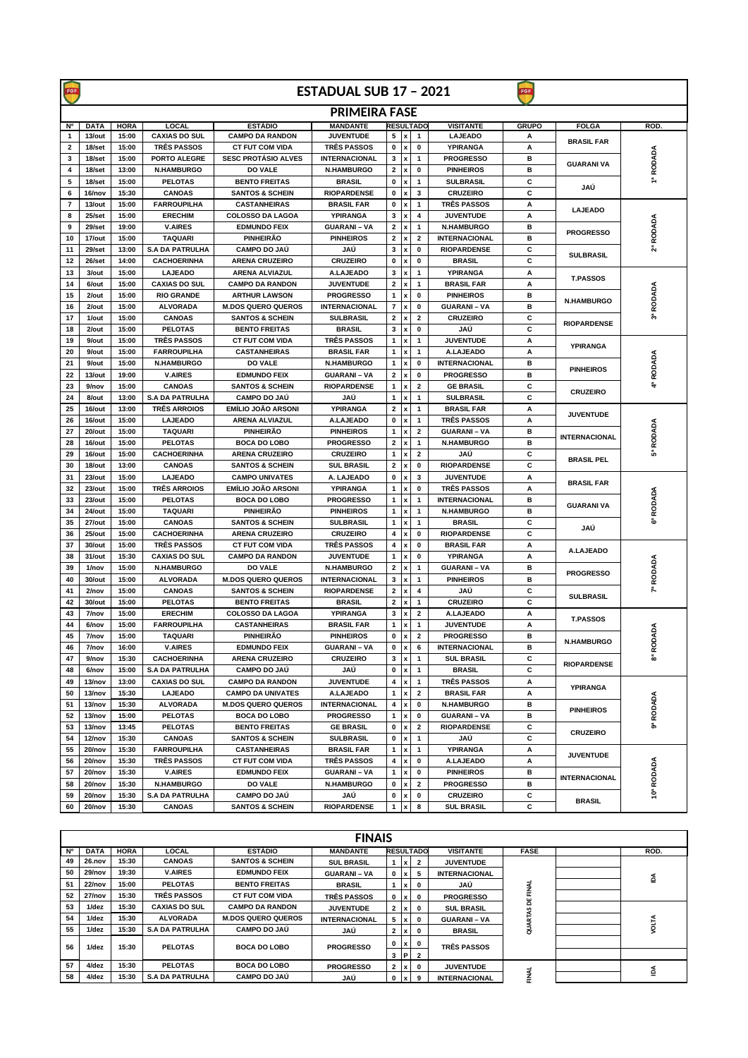# ESTADUAL SUB 17 – 2021

## PRIMEIRA FASE

| Nº | DATA | HORA | LOCAL | ESTÁDIO | MANDANTE | RESULTADO | | | VISITANTE | GRUPO | FOLGA | ROD. |
|---|---|---|---|---|---|---|---|---|---|---|---|---|
| 1 | 13/out | 15:00 | CAXIAS DO SUL | CAMPO DA RANDON | JUVENTUDE | 5 | x | 1 | LAJEADO | A | BRASIL FAR | 1ª RODADA |
| 2 | 18/set | 15:00 | TRÊS PASSOS | CT FUT COM VIDA | TRÊS PASSOS | 0 | x | 0 | YPIRANGA | A | | |
| 3 | 18/set | 15:00 | PORTO ALEGRE | SESC PROTÁSIO ALVES | INTERNACIONAL | 3 | x | 1 | PROGRESSO | B | GUARANI VA | |
| 4 | 18/set | 13:00 | N.HAMBURGO | DO VALE | N.HAMBURGO | 2 | x | 0 | PINHEIROS | B | | |
| 5 | 18/set | 15:00 | PELOTAS | BENTO FREITAS | BRASIL | 0 | x | 1 | SULBRASIL | C | JAÚ | |
| 6 | 16/nov | 15:30 | CANOAS | SANTOS & SCHEIN | RIOPARDENSE | 0 | x | 3 | CRUZEIRO | C | | |
| 7 | 13/out | 15:00 | FARROUPILHA | CASTANHEIRAS | BRASIL FAR | 0 | x | 1 | TRÊS PASSOS | A | LAJEADO | 2ª RODADA |
| 8 | 25/set | 15:00 | ERECHIM | COLOSSO DA LAGOA | YPIRANGA | 3 | x | 4 | JUVENTUDE | A | | |
| 9 | 29/set | 19:00 | V.AIRES | EDMUNDO FEIX | GUARANI – VA | 2 | x | 1 | N.HAMBURGO | B | PROGRESSO | |
| 10 | 17/out | 15:00 | TAQUARI | PINHEIRÃO | PINHEIROS | 2 | x | 2 | INTERNACIONAL | B | | |
| 11 | 29/set | 13:00 | S.A DA PATRULHA | CAMPO DO JAÚ | JAÚ | 3 | x | 0 | RIOPARDENSE | C | SULBRASIL | |
| 12 | 26/set | 14:00 | CACHOERINHA | ARENA CRUZEIRO | CRUZEIRO | 0 | x | 0 | BRASIL | C | | |
| 13 | 3/out | 15:00 | LAJEADO | ARENA ALVIAZUL | A.LAJEADO | 3 | x | 1 | YPIRANGA | A | T.PASSOS | 3ª RODADA |
| 14 | 6/out | 15:00 | CAXIAS DO SUL | CAMPO DA RANDON | JUVENTUDE | 2 | x | 1 | BRASIL FAR | A | | |
| 15 | 2/out | 15:00 | RIO GRANDE | ARTHUR LAWSON | PROGRESSO | 1 | x | 0 | PINHEIROS | B | N.HAMBURGO | |
| 16 | 2/out | 15:00 | ALVORADA | M.DOS QUERO QUEROS | INTERNACIONAL | 7 | x | 0 | GUARANI – VA | B | | |
| 17 | 1/out | 15:00 | CANOAS | SANTOS & SCHEIN | SULBRASIL | 2 | x | 2 | CRUZEIRO | C | RIOPARDENSE | |
| 18 | 2/out | 15:00 | PELOTAS | BENTO FREITAS | BRASIL | 3 | x | 0 | JAÚ | C | | |
| 19 | 9/out | 15:00 | TRÊS PASSOS | CT FUT COM VIDA | TRÊS PASSOS | 1 | x | 1 | JUVENTUDE | A | YPIRANGA | 4ª RODADA |
| 20 | 9/out | 15:00 | FARROUPILHA | CASTANHEIRAS | BRASIL FAR | 1 | x | 1 | A.LAJEADO | A | | |
| 21 | 9/out | 15:00 | N.HAMBURGO | DO VALE | N.HAMBURGO | 1 | x | 0 | INTERNACIONAL | B | PINHEIROS | |
| 22 | 13/out | 19:00 | V.AIRES | EDMUNDO FEIX | GUARANI – VA | 2 | x | 0 | PROGRESSO | B | | |
| 23 | 9/nov | 15:00 | CANOAS | SANTOS & SCHEIN | RIOPARDENSE | 1 | x | 2 | GE BRASIL | C | CRUZEIRO | |
| 24 | 8/out | 13:00 | S.A DA PATRULHA | CAMPO DO JAÚ | JAÚ | 1 | x | 1 | SULBRASIL | C | | |
| 25 | 16/out | 13:00 | TRÊS ARROIOS | EMÍLIO JOÃO ARSONI | YPIRANGA | 2 | x | 1 | BRASIL FAR | A | JUVENTUDE | 5ª RODADA |
| 26 | 16/out | 15:00 | LAJEADO | ARENA ALVIAZUL | A.LAJEADO | 0 | x | 1 | TRÊS PASSOS | A | | |
| 27 | 20/out | 15:00 | TAQUARI | PINHEIRÃO | PINHEIROS | 1 | x | 2 | GUARANI – VA | B | INTERNACIONAL | |
| 28 | 16/out | 15:00 | PELOTAS | BOCA DO LOBO | PROGRESSO | 2 | x | 1 | N.HAMBURGO | B | | |
| 29 | 16/out | 15:00 | CACHOERINHA | ARENA CRUZEIRO | CRUZEIRO | 1 | x | 2 | JAÚ | C | BRASIL PEL | |
| 30 | 18/out | 13:00 | CANOAS | SANTOS & SCHEIN | SUL BRASIL | 2 | x | 0 | RIOPARDENSE | C | | |
| 31 | 23/out | 15:00 | LAJEADO | CAMPO UNIVATES | A. LAJEADO | 0 | x | 3 | JUVENTUDE | A | BRASIL FAR | 6ª RODADA |
| 32 | 23/out | 15:00 | TRÊS ARROIOS | EMÍLIO JOÃO ARSONI | YPIRANGA | 1 | x | 0 | TRÊS PASSOS | A | | |
| 33 | 23/out | 15:00 | PELOTAS | BOCA DO LOBO | PROGRESSO | 1 | x | 1 | INTERNACIONAL | B | GUARANI VA | |
| 34 | 24/out | 15:00 | TAQUARI | PINHEIRÃO | PINHEIROS | 1 | x | 1 | N.HAMBURGO | B | | |
| 35 | 27/out | 15:00 | CANOAS | SANTOS & SCHEIN | SULBRASIL | 1 | x | 1 | BRASIL | C | JAÚ | |
| 36 | 25/out | 15:00 | CACHOERINHA | ARENA CRUZEIRO | CRUZEIRO | 4 | x | 0 | RIOPARDENSE | C | | |
| 37 | 30/out | 15:00 | TRÊS PASSOS | CT FUT COM VIDA | TRÊS PASSOS | 4 | x | 0 | BRASIL FAR | A | A.LAJEADO | 7ª RODADA |
| 38 | 31/out | 15:30 | CAXIAS DO SUL | CAMPO DA RANDON | JUVENTUDE | 1 | x | 0 | YPIRANGA | A | | |
| 39 | 1/nov | 15:00 | N.HAMBURGO | DO VALE | N.HAMBURGO | 2 | x | 1 | GUARANI – VA | B | PROGRESSO | |
| 40 | 30/out | 15:00 | ALVORADA | M.DOS QUERO QUEROS | INTERNACIONAL | 3 | x | 1 | PINHEIROS | B | | |
| 41 | 2/nov | 15:00 | CANOAS | SANTOS & SCHEIN | RIOPARDENSE | 2 | x | 4 | JAÚ | C | SULBRASIL | |
| 42 | 30/out | 15:00 | PELOTAS | BENTO FREITAS | BRASIL | 2 | x | 1 | CRUZEIRO | C | | |
| 43 | 7/nov | 15:00 | ERECHIM | COLOSSO DA LAGOA | YPIRANGA | 3 | x | 2 | A.LAJEADO | A | T.PASSOS | 8ª RODADA |
| 44 | 6/nov | 15:00 | FARROUPILHA | CASTANHEIRAS | BRASIL FAR | 1 | x | 1 | JUVENTUDE | A | | |
| 45 | 7/nov | 15:00 | TAQUARI | PINHEIRÃO | PINHEIROS | 0 | x | 2 | PROGRESSO | B | N.HAMBURGO | |
| 46 | 7/nov | 16:00 | V.AIRES | EDMUNDO FEIX | GUARANI – VA | 0 | x | 6 | INTERNACIONAL | B | | |
| 47 | 9/nov | 15:30 | CACHOERINHA | ARENA CRUZEIRO | CRUZEIRO | 3 | x | 1 | SUL BRASIL | C | RIOPARDENSE | |
| 48 | 6/nov | 15:00 | S.A DA PATRULHA | CAMPO DO JAÚ | JAÚ | 0 | x | 1 | BRASIL | C | | |
| 49 | 13/nov | 13:00 | CAXIAS DO SUL | CAMPO DA RANDON | JUVENTUDE | 4 | x | 1 | TRÊS PASSOS | A | YPIRANGA | 9ª RODADA |
| 50 | 13/nov | 15:30 | LAJEADO | CAMPO DA UNIVATES | A.LAJEADO | 1 | x | 2 | BRASIL FAR | A | | |
| 51 | 13/nov | 15:30 | ALVORADA | M.DOS QUERO QUEROS | INTERNACIONAL | 4 | x | 0 | N.HAMBURGO | B | PINHEIROS | |
| 52 | 13/nov | 15:00 | PELOTAS | BOCA DO LOBO | PROGRESSO | 1 | x | 0 | GUARANI – VA | B | | |
| 53 | 13/nov | 13:45 | PELOTAS | BENTO FREITAS | GE BRASIL | 0 | x | 2 | RIOPARDENSE | C | CRUZEIRO | |
| 54 | 12/nov | 15:30 | CANOAS | SANTOS & SCHEIN | SULBRASIL | 0 | x | 1 | JAÚ | C | | |
| 55 | 20/nov | 15:30 | FARROUPILHA | CASTANHEIRAS | BRASIL FAR | 1 | x | 1 | YPIRANGA | A | JUVENTUDE | 10ª RODADA |
| 56 | 20/nov | 15:30 | TRÊS PASSOS | CT FUT COM VIDA | TRÊS PASSOS | 4 | x | 0 | A.LAJEADO | A | | |
| 57 | 20/nov | 15:30 | V.AIRES | EDMUNDO FEIX | GUARANI – VA | 1 | x | 0 | PINHEIROS | B | INTERNACIONAL | |
| 58 | 20/nov | 15:30 | N.HAMBURGO | DO VALE | N.HAMBURGO | 0 | x | 2 | PROGRESSO | B | | |
| 59 | 20/nov | 15:30 | S.A DA PATRULHA | CAMPO DO JAÚ | JAÚ | 0 | x | 0 | CRUZEIRO | C | BRASIL | |
| 60 | 20/nov | 15:30 | CANOAS | SANTOS & SCHEIN | RIOPARDENSE | 1 | x | 8 | SUL BRASIL | C | | |

## FINAIS

| Nº | DATA | HORA | LOCAL | ESTÁDIO | MANDANTE | RESULTADO | | | VISITANTE | FASE | | ROD. |
|---|---|---|---|---|---|---|---|---|---|---|---|---|
| 49 | 26.nov | 15:30 | CANOAS | SANTOS & SCHEIN | SUL BRASIL | 1 | x | 2 | JUVENTUDE | QUARTAS DE FINAL | | IDA |
| 50 | 29/nov | 19:30 | V.AIRES | EDMUNDO FEIX | GUARANI – VA | 0 | x | 5 | INTERNACIONAL | | | |
| 51 | 22/nov | 15:00 | PELOTAS | BENTO FREITAS | BRASIL | 1 | x | 0 | JAÚ | | | |
| 52 | 27/nov | 15:30 | TRÊS PASSOS | CT FUT COM VIDA | TRÊS PASSOS | 0 | x | 0 | PROGRESSO | | | |
| 53 | 1/dez | 15:30 | CAXIAS DO SUL | CAMPO DA RANDON | JUVENTUDE | 2 | x | 0 | SUL BRASIL | | | VOLTA |
| 54 | 1/dez | 15:30 | ALVORADA | M.DOS QUERO QUEROS | INTERNACIONAL | 5 | x | 0 | GUARANI – VA | | | |
| 55 | 1/dez | 15:30 | S.A DA PATRULHA | CAMPO DO JAÚ | JAÚ | 2 | x | 0 | BRASIL | | | |
| 56 | 1/dez | 15:30 | PELOTAS | BOCA DO LOBO | PROGRESSO | 0 | x | 0 | TRÊS PASSOS | | | |
| | | | | | | 3 | P | 2 | | | | |
| 57 | 4/dez | 15:30 | PELOTAS | BOCA DO LOBO | PROGRESSO | 2 | x | 0 | JUVENTUDE | FINAL | | IDA |
| 58 | 4/dez | 15:30 | S.A DA PATRULHA | CAMPO DO JAÚ | JAÚ | 0 | x | 9 | INTERNACIONAL | | | |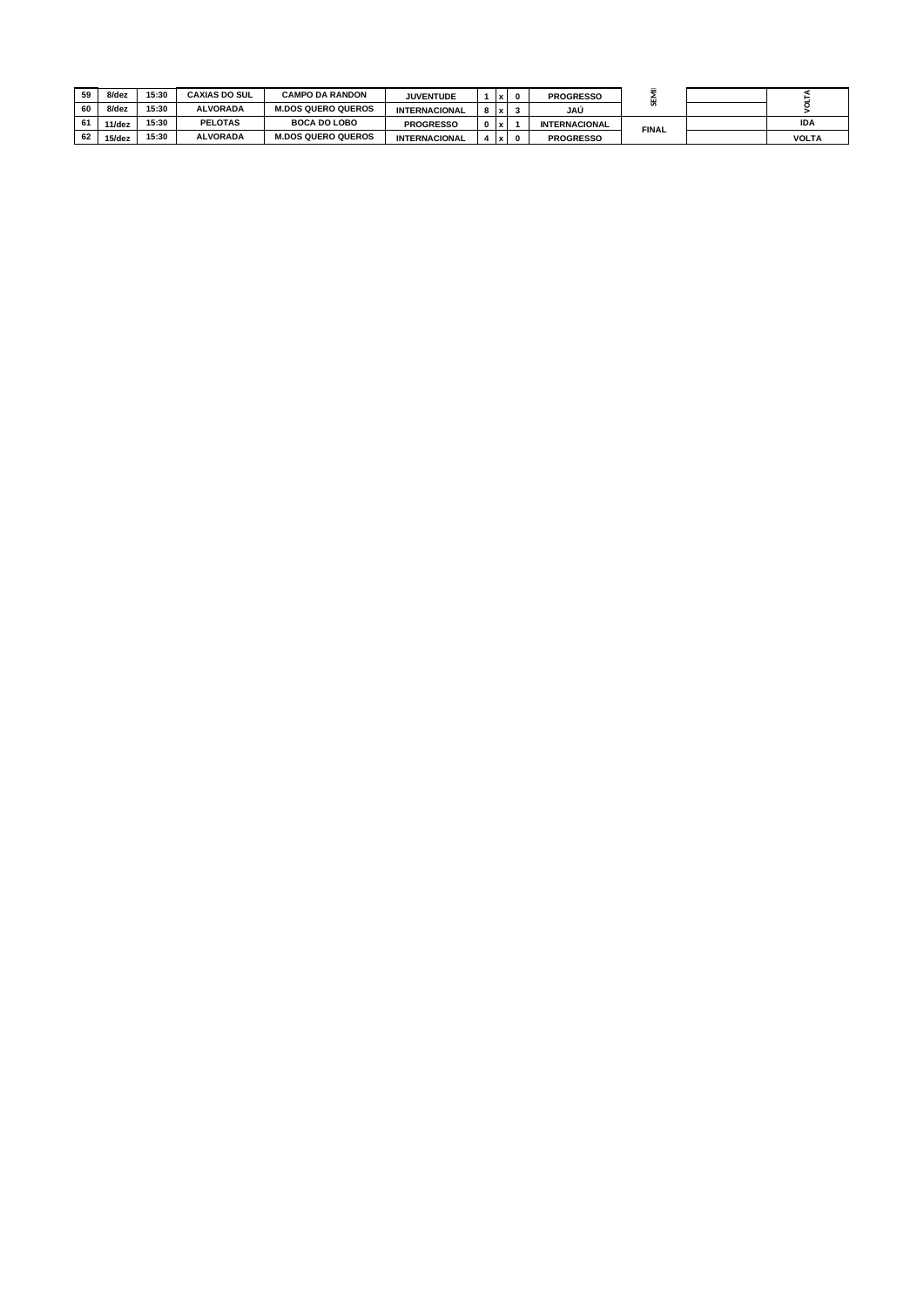| | | | | | | | | | | | | |
|---|---|---|---|---|---|---|---|---|---|---|---|---|
| 59 | 8/dez | 15:30 | CAXIAS DO SUL | CAMPO DA RANDON | JUVENTUDE | 1 | x | 0 | PROGRESSO | SEMI | | VOLTA |
| 60 | 8/dez | 15:30 | ALVORADA | M.DOS QUERO QUEROS | INTERNACIONAL | 8 | x | 3 | JAÚ | | | |
| 61 | 11/dez | 15:30 | PELOTAS | BOCA DO LOBO | PROGRESSO | 0 | x | 1 | INTERNACIONAL | FINAL | | IDA |
| 62 | 15/dez | 15:30 | ALVORADA | M.DOS QUERO QUEROS | INTERNACIONAL | 4 | x | 0 | PROGRESSO | | | VOLTA |